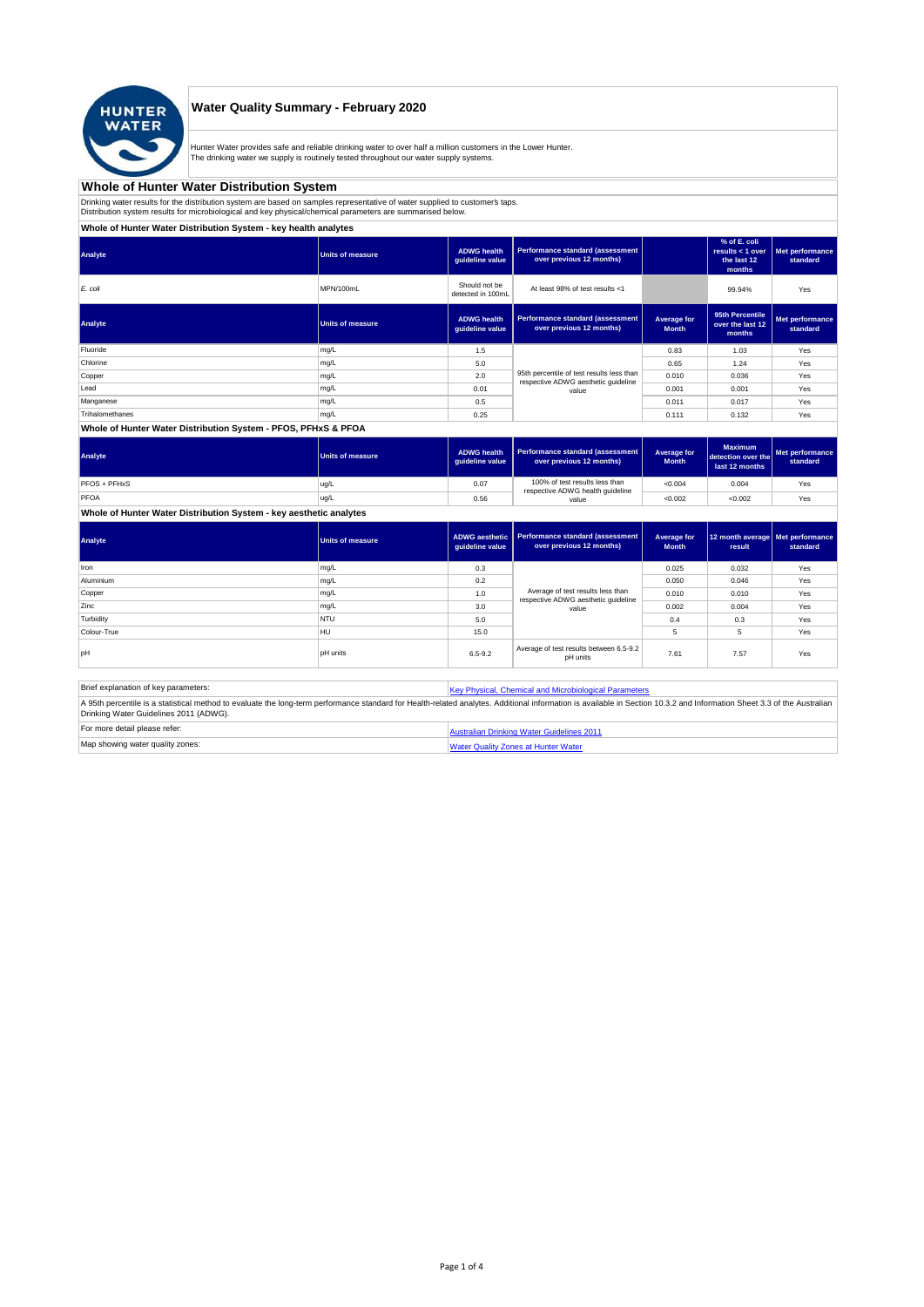# Water Quality Summary - February 2020

Hunter Water provides safe and reliable drinking water to over half a million customers in the Lower Hunter.
The drinking water we supply is routinely tested throughout our water supply systems.

## Whole of Hunter Water Distribution System

Drinking water results for the distribution system are based on samples representative of water supplied to customer's taps.
Distribution system results for microbiological and key physical/chemical parameters are summarised below.

### Whole of Hunter Water Distribution System - key health analytes

| Analyte | Units of measure | ADWG health guideline value | Performance standard (assessment over previous 12 months) | | % of E. coli results < 1 over the last 12 months | Met performance standard |
|---|---|---|---|---|---|---|
| *E. coli* | MPN/100mL | Should not be detected in 100mL | At least 98% of test results <1 | | 99.94% | Yes |

| Analyte | Units of measure | ADWG health guideline value | Performance standard (assessment over previous 12 months) | Average for Month | 95th Percentile over the last 12 months | Met performance standard |
|---|---|---|---|---|---|---|
| Fluoride | mg/L | 1.5 | 95th percentile of test results less than respective ADWG aesthetic guideline value | 0.83 | 1.03 | Yes |
| Chlorine | mg/L | 5.0 | | 0.65 | 1.24 | Yes |
| Copper | mg/L | 2.0 | | 0.010 | 0.036 | Yes |
| Lead | mg/L | 0.01 | | 0.001 | 0.001 | Yes |
| Manganese | mg/L | 0.5 | | 0.011 | 0.017 | Yes |
| Trihalomethanes | mg/L | 0.25 | | 0.111 | 0.132 | Yes |

### Whole of Hunter Water Distribution System - PFOS, PFHxS & PFOA

| Analyte | Units of measure | ADWG health guideline value | Performance standard (assessment over previous 12 months) | Average for Month | Maximum detection over the last 12 months | Met performance standard |
|---|---|---|---|---|---|---|
| PFOS + PFHxS | ug/L | 0.07 | 100% of test results less than respective ADWG health guideline value | <0.004 | 0.004 | Yes |
| PFOA | ug/L | 0.56 | | <0.002 | <0.002 | Yes |

### Whole of Hunter Water Distribution System - key aesthetic analytes

| Analyte | Units of measure | ADWG aesthetic guideline value | Performance standard (assessment over previous 12 months) | Average for Month | 12 month average result | Met performance standard |
|---|---|---|---|---|---|---|
| Iron | mg/L | 0.3 | Average of test results less than respective ADWG aesthetic guideline value | 0.025 | 0.032 | Yes |
| Aluminium | mg/L | 0.2 | | 0.050 | 0.046 | Yes |
| Copper | mg/L | 1.0 | | 0.010 | 0.010 | Yes |
| Zinc | mg/L | 3.0 | | 0.002 | 0.004 | Yes |
| Turbidity | NTU | 5.0 | | 0.4 | 0.3 | Yes |
| Colour-True | HU | 15.0 | | 5 | 5 | Yes |
| pH | pH units | 6.5-9.2 | Average of test results between 6.5-9.2 pH units | 7.61 | 7.57 | Yes |

| | |
|---|---|
| Brief explanation of key parameters: | Key Physical, Chemical and Microbiological Parameters |
| A 95th percentile is a statistical method to evaluate the long-term performance standard for Health-related analytes. Additional information is available in Section 10.3.2 and Information Sheet 3.3 of the Australian Drinking Water Guidelines 2011 (ADWG). | |
| For more detail please refer: | Australian Drinking Water Guidelines 2011 |
| Map showing water quality zones: | Water Quality Zones at Hunter Water |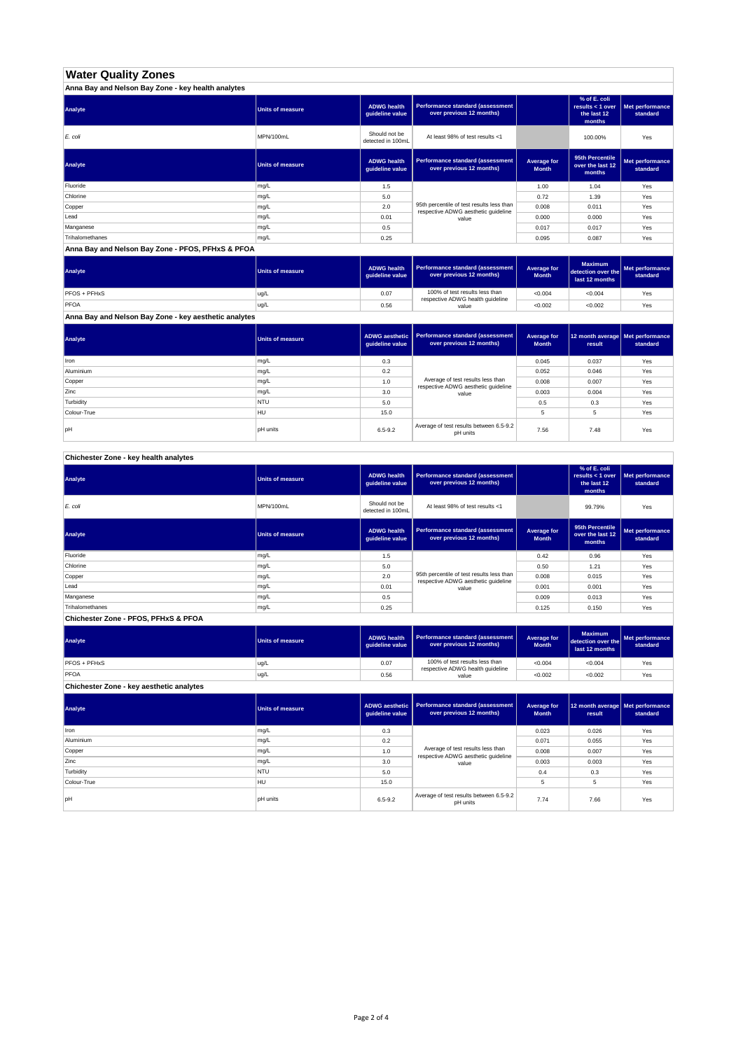# Water Quality Zones

## Anna Bay and Nelson Bay Zone - key health analytes

| Analyte | Units of measure | ADWG health guideline value | Performance standard (assessment over previous 12 months) | | % of E. coli results < 1 over the last 12 months | Met performance standard |
|---|---|---|---|---|---|---|
| *E. coli* | MPN/100mL | Should not be detected in 100mL | At least 98% of test results <1 | | 100.00% | Yes |

| Analyte | Units of measure | ADWG health guideline value | Performance standard (assessment over previous 12 months) | Average for Month | 95th Percentile over the last 12 months | Met performance standard |
|---|---|---|---|---|---|---|
| Fluoride | mg/L | 1.5 | 95th percentile of test results less than respective ADWG aesthetic guideline value | 1.00 | 1.04 | Yes |
| Chlorine | mg/L | 5.0 | | 0.72 | 1.39 | Yes |
| Copper | mg/L | 2.0 | | 0.008 | 0.011 | Yes |
| Lead | mg/L | 0.01 | | 0.000 | 0.000 | Yes |
| Manganese | mg/L | 0.5 | | 0.017 | 0.017 | Yes |
| Trihalomethanes | mg/L | 0.25 | | 0.095 | 0.087 | Yes |

## Anna Bay and Nelson Bay Zone - PFOS, PFHxS & PFOA

| Analyte | Units of measure | ADWG health guideline value | Performance standard (assessment over previous 12 months) | Average for Month | Maximum detection over the last 12 months | Met performance standard |
|---|---|---|---|---|---|---|
| PFOS + PFHxS | ug/L | 0.07 | 100% of test results less than respective ADWG health guideline value | <0.004 | <0.004 | Yes |
| PFOA | ug/L | 0.56 | | <0.002 | <0.002 | Yes |

## Anna Bay and Nelson Bay Zone - key aesthetic analytes

| Analyte | Units of measure | ADWG aesthetic guideline value | Performance standard (assessment over previous 12 months) | Average for Month | 12 month average result | Met performance standard |
|---|---|---|---|---|---|---|
| Iron | mg/L | 0.3 | Average of test results less than respective ADWG aesthetic guideline value | 0.045 | 0.037 | Yes |
| Aluminium | mg/L | 0.2 | | 0.052 | 0.046 | Yes |
| Copper | mg/L | 1.0 | | 0.008 | 0.007 | Yes |
| Zinc | mg/L | 3.0 | | 0.003 | 0.004 | Yes |
| Turbidity | NTU | 5.0 | | 0.5 | 0.3 | Yes |
| Colour-True | HU | 15.0 | | 5 | 5 | Yes |
| pH | pH units | 6.5-9.2 | Average of test results between 6.5-9.2 pH units | 7.56 | 7.48 | Yes |

## Chichester Zone - key health analytes

| Analyte | Units of measure | ADWG health guideline value | Performance standard (assessment over previous 12 months) | | % of E. coli results < 1 over the last 12 months | Met performance standard |
|---|---|---|---|---|---|---|
| *E. coli* | MPN/100mL | Should not be detected in 100mL | At least 98% of test results <1 | | 99.79% | Yes |

| Analyte | Units of measure | ADWG health guideline value | Performance standard (assessment over previous 12 months) | Average for Month | 95th Percentile over the last 12 months | Met performance standard |
|---|---|---|---|---|---|---|
| Fluoride | mg/L | 1.5 | 95th percentile of test results less than respective ADWG aesthetic guideline value | 0.42 | 0.96 | Yes |
| Chlorine | mg/L | 5.0 | | 0.50 | 1.21 | Yes |
| Copper | mg/L | 2.0 | | 0.008 | 0.015 | Yes |
| Lead | mg/L | 0.01 | | 0.001 | 0.001 | Yes |
| Manganese | mg/L | 0.5 | | 0.009 | 0.013 | Yes |
| Trihalomethanes | mg/L | 0.25 | | 0.125 | 0.150 | Yes |

## Chichester Zone - PFOS, PFHxS & PFOA

| Analyte | Units of measure | ADWG health guideline value | Performance standard (assessment over previous 12 months) | Average for Month | Maximum detection over the last 12 months | Met performance standard |
|---|---|---|---|---|---|---|
| PFOS + PFHxS | ug/L | 0.07 | 100% of test results less than respective ADWG health guideline value | <0.004 | <0.004 | Yes |
| PFOA | ug/L | 0.56 | | <0.002 | <0.002 | Yes |

## Chichester Zone - key aesthetic analytes

| Analyte | Units of measure | ADWG aesthetic guideline value | Performance standard (assessment over previous 12 months) | Average for Month | 12 month average result | Met performance standard |
|---|---|---|---|---|---|---|
| Iron | mg/L | 0.3 | Average of test results less than respective ADWG aesthetic guideline value | 0.023 | 0.026 | Yes |
| Aluminium | mg/L | 0.2 | | 0.071 | 0.055 | Yes |
| Copper | mg/L | 1.0 | | 0.008 | 0.007 | Yes |
| Zinc | mg/L | 3.0 | | 0.003 | 0.003 | Yes |
| Turbidity | NTU | 5.0 | | 0.4 | 0.3 | Yes |
| Colour-True | HU | 15.0 | | 5 | 5 | Yes |
| pH | pH units | 6.5-9.2 | Average of test results between 6.5-9.2 pH units | 7.74 | 7.66 | Yes |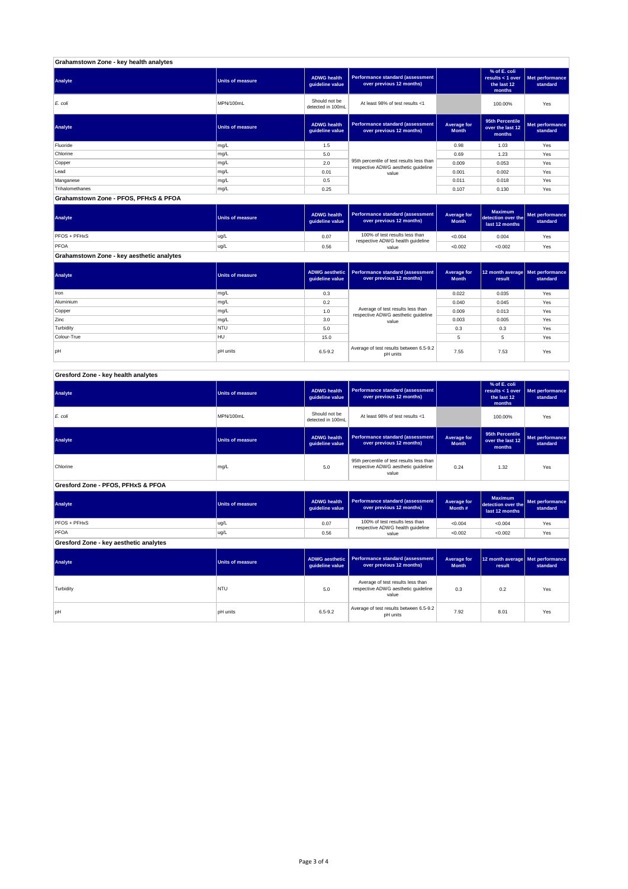## Grahamstown Zone - key health analytes

| Analyte | Units of measure | ADWG health guideline value | Performance standard (assessment over previous 12 months) | | % of E. coli results < 1 over the last 12 months | Met performance standard |
|---|---|---|---|---|---|---|
| *E. coli* | MPN/100mL | Should not be detected in 100mL | At least 98% of test results <1 | | 100.00% | Yes |

| Analyte | Units of measure | ADWG health guideline value | Performance standard (assessment over previous 12 months) | Average for Month | 95th Percentile over the last 12 months | Met performance standard |
|---|---|---|---|---|---|---|
| Fluoride | mg/L | 1.5 | 95th percentile of test results less than respective ADWG aesthetic guideline value | 0.98 | 1.03 | Yes |
| Chlorine | mg/L | 5.0 | | 0.69 | 1.23 | Yes |
| Copper | mg/L | 2.0 | | 0.009 | 0.053 | Yes |
| Lead | mg/L | 0.01 | | 0.001 | 0.002 | Yes |
| Manganese | mg/L | 0.5 | | 0.011 | 0.018 | Yes |
| Trihalomethanes | mg/L | 0.25 | | 0.107 | 0.130 | Yes |

## Grahamstown Zone - PFOS, PFHxS & PFOA

| Analyte | Units of measure | ADWG health guideline value | Performance standard (assessment over previous 12 months) | Average for Month | Maximum detection over the last 12 months | Met performance standard |
|---|---|---|---|---|---|---|
| PFOS + PFHxS | ug/L | 0.07 | 100% of test results less than respective ADWG health guideline value | <0.004 | 0.004 | Yes |
| PFOA | ug/L | 0.56 | | <0.002 | <0.002 | Yes |

## Grahamstown Zone - key aesthetic analytes

| Analyte | Units of measure | ADWG aesthetic guideline value | Performance standard (assessment over previous 12 months) | Average for Month | 12 month average result | Met performance standard |
|---|---|---|---|---|---|---|
| Iron | mg/L | 0.3 | Average of test results less than respective ADWG aesthetic guideline value | 0.022 | 0.035 | Yes |
| Aluminium | mg/L | 0.2 | | 0.040 | 0.045 | Yes |
| Copper | mg/L | 1.0 | | 0.009 | 0.013 | Yes |
| Zinc | mg/L | 3.0 | | 0.003 | 0.005 | Yes |
| Turbidity | NTU | 5.0 | | 0.3 | 0.3 | Yes |
| Colour-True | HU | 15.0 | | 5 | 5 | Yes |
| pH | pH units | 6.5-9.2 | Average of test results between 6.5-9.2 pH units | 7.55 | 7.53 | Yes |

## Gresford Zone - key health analytes

| Analyte | Units of measure | ADWG health guideline value | Performance standard (assessment over previous 12 months) | | % of E. coli results < 1 over the last 12 months | Met performance standard |
|---|---|---|---|---|---|---|
| *E. coli* | MPN/100mL | Should not be detected in 100mL | At least 98% of test results <1 | | 100.00% | Yes |

| Analyte | Units of measure | ADWG health guideline value | Performance standard (assessment over previous 12 months) | Average for Month | 95th Percentile over the last 12 months | Met performance standard |
|---|---|---|---|---|---|---|
| Chlorine | mg/L | 5.0 | 95th percentile of test results less than respective ADWG aesthetic guideline value | 0.24 | 1.32 | Yes |

## Gresford Zone - PFOS, PFHxS & PFOA

| Analyte | Units of measure | ADWG health guideline value | Performance standard (assessment over previous 12 months) | Average for Month # | Maximum detection over the last 12 months | Met performance standard |
|---|---|---|---|---|---|---|
| PFOS + PFHxS | ug/L | 0.07 | 100% of test results less than respective ADWG health guideline value | <0.004 | <0.004 | Yes |
| PFOA | ug/L | 0.56 | | <0.002 | <0.002 | Yes |

## Gresford Zone - key aesthetic analytes

| Analyte | Units of measure | ADWG aesthetic guideline value | Performance standard (assessment over previous 12 months) | Average for Month | 12 month average result | Met performance standard |
|---|---|---|---|---|---|---|
| Turbidity | NTU | 5.0 | Average of test results less than respective ADWG aesthetic guideline value | 0.3 | 0.2 | Yes |
| pH | pH units | 6.5-9.2 | Average of test results between 6.5-9.2 pH units | 7.92 | 8.01 | Yes |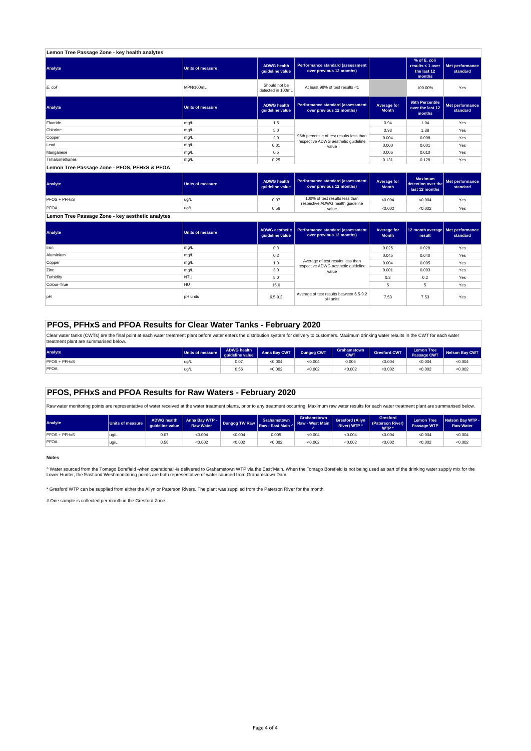### Lemon Tree Passage Zone - key health analytes

| Analyte | Units of measure | ADWG health guideline value | Performance standard (assessment over previous 12 months) | | % of E. coli results < 1 over the last 12 months | Met performance standard |
|---|---|---|---|---|---|---|
| *E. coli* | MPN/100mL | Should not be detected in 100mL | At least 98% of test results <1 | | 100.00% | Yes |

| Analyte | Units of measure | ADWG health guideline value | Performance standard (assessment over previous 12 months) | Average for Month | 95th Percentile over the last 12 months | Met performance standard |
|---|---|---|---|---|---|---|
| Fluoride | mg/L | 1.5 | 95th percentile of test results less than respective ADWG aesthetic guideline value | 0.94 | 1.04 | Yes |
| Chlorine | mg/L | 5.0 | | 0.93 | 1.38 | Yes |
| Copper | mg/L | 2.0 | | 0.004 | 0.008 | Yes |
| Lead | mg/L | 0.01 | | 0.000 | 0.001 | Yes |
| Manganese | mg/L | 0.5 | | 0.006 | 0.010 | Yes |
| Trihalomethanes | mg/L | 0.25 | | 0.131 | 0.128 | Yes |

### Lemon Tree Passage Zone - PFOS, PFHxS & PFOA

| Analyte | Units of measure | ADWG health guideline value | Performance standard (assessment over previous 12 months) | Average for Month | Maximum detection over the last 12 months | Met performance standard |
|---|---|---|---|---|---|---|
| PFOS + PFHxS | ug/L | 0.07 | 100% of test results less than respective ADWG health guideline value | <0.004 | <0.004 | Yes |
| PFOA | ug/L | 0.56 | | <0.002 | <0.002 | Yes |

### Lemon Tree Passage Zone - key aesthetic analytes

| Analyte | Units of measure | ADWG aesthetic guideline value | Performance standard (assessment over previous 12 months) | Average for Month | 12 month average result | Met performance standard |
|---|---|---|---|---|---|---|
| Iron | mg/L | 0.3 | Average of test results less than respective ADWG aesthetic guideline value | 0.025 | 0.028 | Yes |
| Aluminium | mg/L | 0.2 | | 0.045 | 0.040 | Yes |
| Copper | mg/L | 1.0 | | 0.004 | 0.005 | Yes |
| Zinc | mg/L | 3.0 | | 0.001 | 0.003 | Yes |
| Turbidity | NTU | 5.0 | | 0.3 | 0.2 | Yes |
| Colour-True | HU | 15.0 | | 5 | 5 | Yes |
| pH | pH units | 6.5-9.2 | Average of test results between 6.5-9.2 pH units | 7.53 | 7.53 | Yes |

## PFOS, PFHxS and PFOA Results for Clear Water Tanks - February 2020

Clear water tanks (CWTs) are the final point at each water treatment plant before water enters the distribution system for delivery to customers. Maximum drinking water results in the CWT for each water treatment plant are summarised below.

| Analyte | Units of measure | ADWG health guideline value | Anna Bay CWT | Dungog CWT | Grahamstown CWT | Gresford CWT | Lemon Tree Passage CWT | Nelson Bay CWT |
|---|---|---|---|---|---|---|---|---|
| PFOS + PFHxS | ug/L | 0.07 | <0.004 | <0.004 | 0.005 | <0.004 | <0.004 | <0.004 |
| PFOA | ug/L | 0.56 | <0.002 | <0.002 | <0.002 | <0.002 | <0.002 | <0.002 |

## PFOS, PFHxS and PFOA Results for Raw Waters - February 2020

Raw water monitoring points are representative of water received at the water treatment plants, prior to any treatment occurring. Maximum raw water results for each water treatment plant are summarised below.

| Analyte | Units of measure | ADWG health guideline value | Anna Bay WTP - Raw Water | Dungog TW Raw | Grahamstown Raw - East Main ^ | Grahamstown Raw - West Main ^ | Gresford (Allyn River) WTP * | Gresford (Paterson River) WTP * | Lemon Tree Passage WTP | Nelson Bay WTP - Raw Water |
|---|---|---|---|---|---|---|---|---|---|---|
| PFOS + PFHxS | ug/L | 0.07 | <0.004 | <0.004 | 0.005 | <0.004 | <0.004 | <0.004 | <0.004 | <0.004 |
| PFOA | ug/L | 0.56 | <0.002 | <0.002 | <0.002 | <0.002 | <0.002 | <0.002 | <0.002 | <0.002 |

**Notes**

^ Water sourced from the Tomago Borefield -when operational -is delivered to Grahamstown WTP via the East Main. When the Tomago Borefield is not being used as part of the drinking water supply mix for the Lower Hunter, the East and West monitoring points are both representative of water sourced from Grahamstown Dam.

* Gresford WTP can be supplied from either the Allyn or Paterson Rivers. The plant was supplied from the Paterson River for the month.

# One sample is collected per month in the Gresford Zone